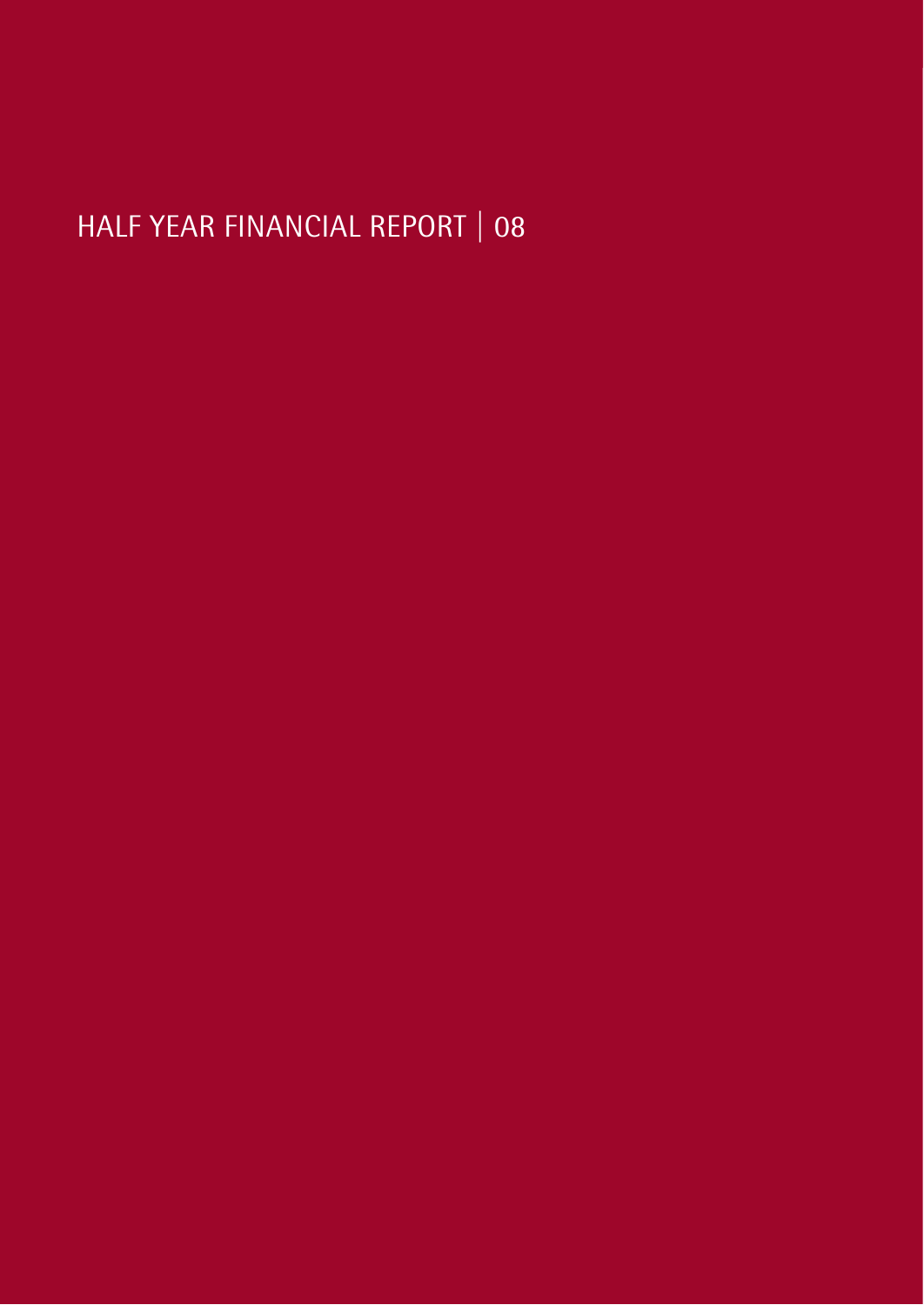# HALF YEAR FINANCIAL REPORT | 08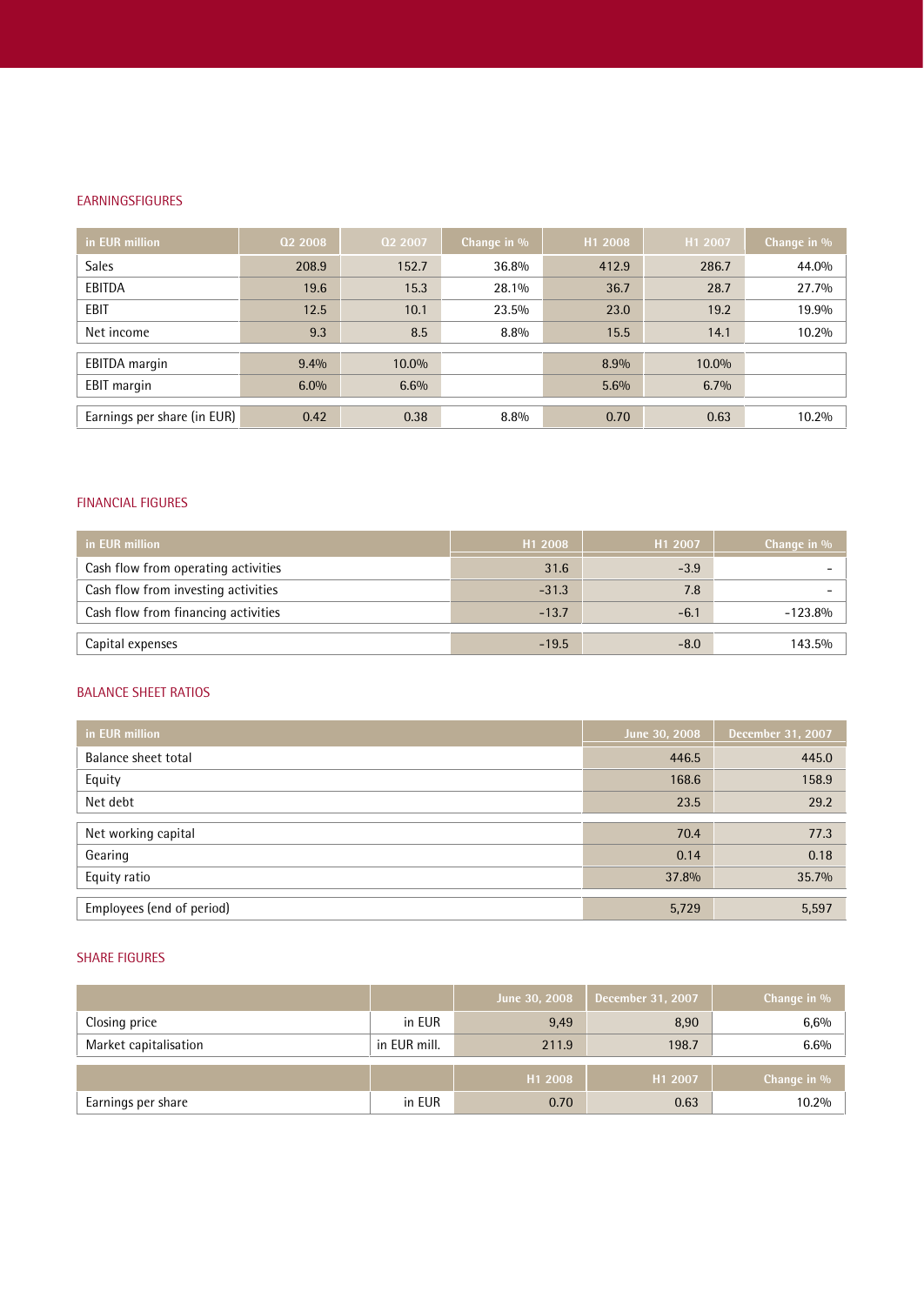## EARNINGSFIGURES

| in EUR million | Q2 2008 | Q2 2007 | Change in % | H1 2008 | H1 2007 | Change in % |
|---|---|---|---|---|---|---|
| Sales | 208.9 | 152.7 | 36.8% | 412.9 | 286.7 | 44.0% |
| EBITDA | 19.6 | 15.3 | 28.1% | 36.7 | 28.7 | 27.7% |
| EBIT | 12.5 | 10.1 | 23.5% | 23.0 | 19.2 | 19.9% |
| Net income | 9.3 | 8.5 | 8.8% | 15.5 | 14.1 | 10.2% |
| EBITDA margin | 9.4% | 10.0% | | 8.9% | 10.0% | |
| EBIT margin | 6.0% | 6.6% | | 5.6% | 6.7% | |
| Earnings per share (in EUR) | 0.42 | 0.38 | 8.8% | 0.70 | 0.63 | 10.2% |

## FINANCIAL FIGURES

| in EUR million | H1 2008 | H1 2007 | Change in % |
|---|---|---|---|
| Cash flow from operating activities | 31.6 | -3.9 | - |
| Cash flow from investing activities | -31.3 | 7.8 | - |
| Cash flow from financing activities | -13.7 | -6.1 | -123.8% |
| Capital expenses | -19.5 | -8.0 | 143.5% |

## BALANCE SHEET RATIOS

| in EUR million | June 30, 2008 | December 31, 2007 |
|---|---|---|
| Balance sheet total | 446.5 | 445.0 |
| Equity | 168.6 | 158.9 |
| Net debt | 23.5 | 29.2 |
| Net working capital | 70.4 | 77.3 |
| Gearing | 0.14 | 0.18 |
| Equity ratio | 37.8% | 35.7% |
| Employees (end of period) | 5,729 | 5,597 |

## SHARE FIGURES

| | | June 30, 2008 | December 31, 2007 | Change in % |
|---|---|---|---|---|
| Closing price | in EUR | 9,49 | 8,90 | 6,6% |
| Market capitalisation | in EUR mill. | 211.9 | 198.7 | 6.6% |
| | | H1 2008 | H1 2007 | Change in % |
| Earnings per share | in EUR | 0.70 | 0.63 | 10.2% |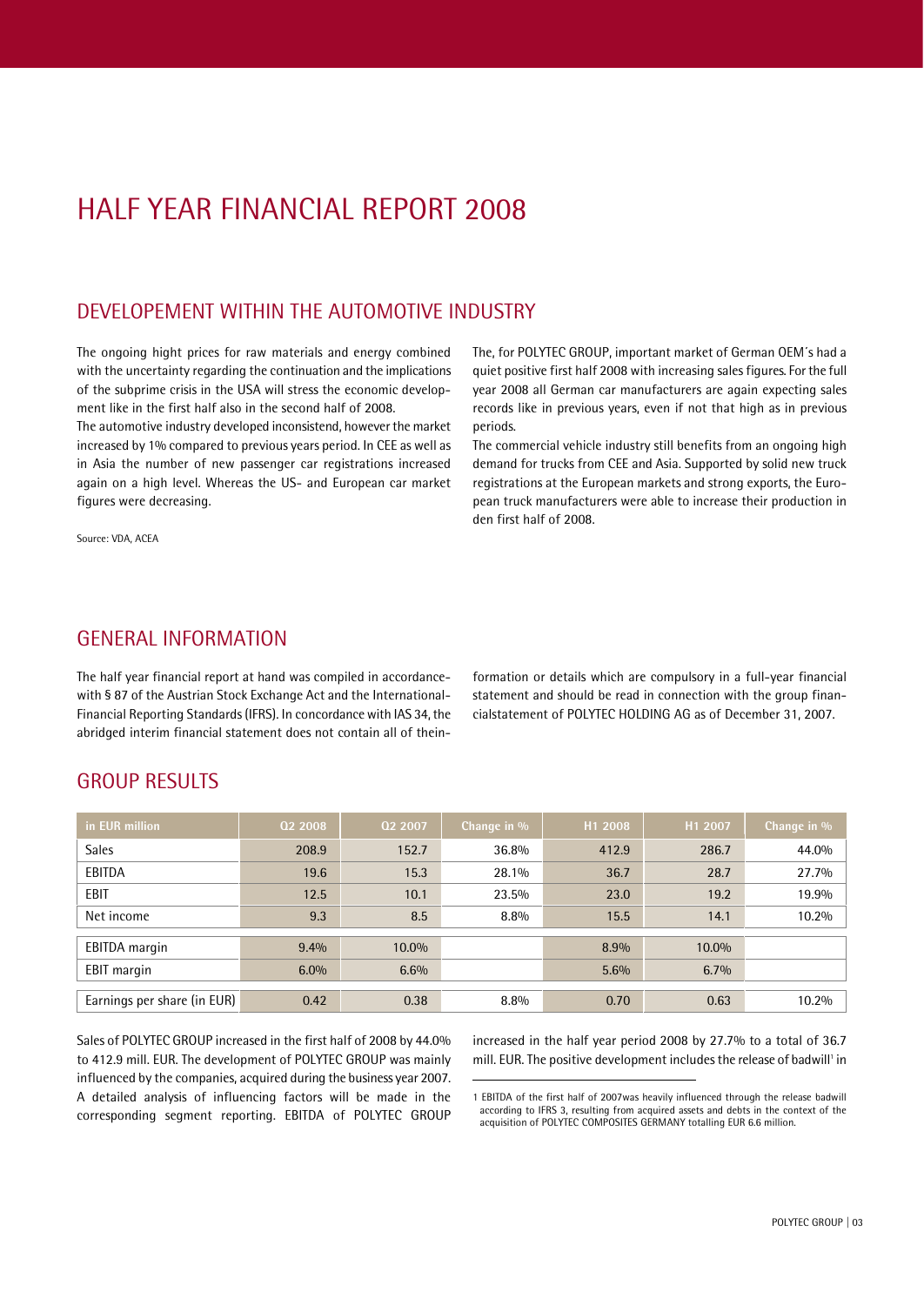# HALF YEAR FINANCIAL REPORT 2008

## DEVELOPEMENT WITHIN THE AUTOMOTIVE INDUSTRY

The ongoing hight prices for raw materials and energy combined with the uncertainty regarding the continuation and the implications of the subprime crisis in the USA will stress the economic development like in the first half also in the second half of 2008.

The automotive industry developed inconsistend, however the market increased by 1% compared to previous years period. In CEE as well as in Asia the number of new passenger car registrations increased again on a high level. Whereas the US- and European car market figures were decreasing.

Source: VDA, ACEA

The, for POLYTEC GROUP, important market of German OEM´s had a quiet positive first half 2008 with increasing sales figures. For the full year 2008 all German car manufacturers are again expecting sales records like in previous years, even if not that high as in previous periods.

The commercial vehicle industry still benefits from an ongoing high demand for trucks from CEE and Asia. Supported by solid new truck registrations at the European markets and strong exports, the European truck manufacturers were able to increase their production in den first half of 2008.

## GENERAL INFORMATION

The half year financial report at hand was compiled in accordancewith § 87 of the Austrian Stock Exchange Act and the International-Financial Reporting Standards (IFRS). In concordance with IAS 34, the abridged interim financial statement does not contain all of theinformation or details which are compulsory in a full-year financial statement and should be read in connection with the group financialstatement of POLYTEC HOLDING AG as of December 31, 2007.

## GROUP RESULTS

| in EUR million | Q2 2008 | Q2 2007 | Change in % | H1 2008 | H1 2007 | Change in % |
|---|---|---|---|---|---|---|
| Sales | 208.9 | 152.7 | 36.8% | 412.9 | 286.7 | 44.0% |
| EBITDA | 19.6 | 15.3 | 28.1% | 36.7 | 28.7 | 27.7% |
| EBIT | 12.5 | 10.1 | 23.5% | 23.0 | 19.2 | 19.9% |
| Net income | 9.3 | 8.5 | 8.8% | 15.5 | 14.1 | 10.2% |
| EBITDA margin | 9.4% | 10.0% | | 8.9% | 10.0% | |
| EBIT margin | 6.0% | 6.6% | | 5.6% | 6.7% | |
| Earnings per share (in EUR) | 0.42 | 0.38 | 8.8% | 0.70 | 0.63 | 10.2% |

Sales of POLYTEC GROUP increased in the first half of 2008 by 44.0% to 412.9 mill. EUR. The development of POLYTEC GROUP was mainly influenced by the companies, acquired during the business year 2007. A detailed analysis of influencing factors will be made in the corresponding segment reporting. EBITDA of POLYTEC GROUP increased in the half year period 2008 by 27.7% to a total of 36.7 mill. EUR. The positive development includes the release of badwill[1] in

1 EBITDA of the first half of 2007was heavily influenced through the release badwill according to IFRS 3, resulting from acquired assets and debts in the context of the acquisition of POLYTEC COMPOSITES GERMANY totalling EUR 6.6 million.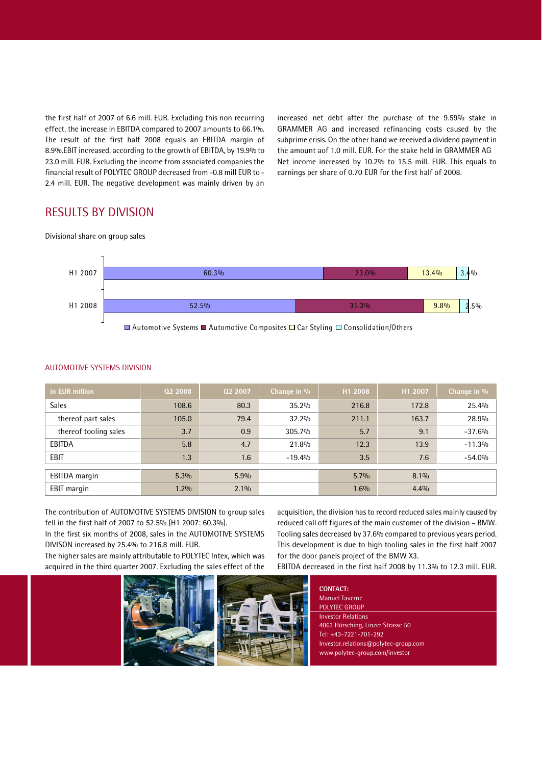the first half of 2007 of 6.6 mill. EUR. Excluding this non recurring effect, the increase in EBITDA compared to 2007 amounts to 66.1%. The result of the first half 2008 equals an EBITDA margin of 8.9%.EBIT increased, according to the growth of EBITDA, by 19.9% to 23.0 mill. EUR. Excluding the income from associated companies the financial result of POLYTEC GROUP decreased from -0.8 mill EUR to -2.4 mill. EUR. The negative development was mainly driven by an increased net debt after the purchase of the 9.59% stake in GRAMMER AG and increased refinancing costs caused by the subprime crisis. On the other hand we received a dividend payment in the amount aof 1.0 mill. EUR. For the stake held in GRAMMER AG Net income increased by 10.2% to 15.5 mill. EUR. This equals to earnings per share of 0.70 EUR for the first half of 2008.

## RESULTS BY DIVISION

Divisional share on group sales

| | Automotive Systems | Automotive Composites | Car Styling | Consolidation/Others |
|---|---|---|---|---|
| H1 2007 | 60.3% | 23.0% | 13.4% | 3.4% |
| H1 2008 | 52.5% | 35.3% | 9.8% | 2.5% |

### AUTOMOTIVE SYSTEMS DIVISION

| in EUR million | Q2 2008 | Q2 2007 | Change in % | H1 2008 | H1 2007 | Change in % |
|---|---|---|---|---|---|---|
| Sales | 108.6 | 80.3 | 35.2% | 216.8 | 172.8 | 25.4% |
| thereof part sales | 105.0 | 79.4 | 32.2% | 211.1 | 163.7 | 28.9% |
| thereof tooling sales | 3.7 | 0.9 | 305.7% | 5.7 | 9.1 | -37.6% |
| EBITDA | 5.8 | 4.7 | 21.8% | 12.3 | 13.9 | -11.3% |
| EBIT | 1.3 | 1.6 | -19.4% | 3.5 | 7.6 | -54.0% |
| EBITDA margin | 5.3% | 5.9% | | 5.7% | 8.1% | |
| EBIT margin | 1.2% | 2.1% | | 1.6% | 4.4% | |

The contribution of AUTOMOTIVE SYSTEMS DIVISION to group sales fell in the first half of 2007 to 52.5% (H1 2007: 60.3%).
In the first six months of 2008, sales in the AUTOMOTIVE SYSTEMS DIVISON increased by 25.4% to 216.8 mill. EUR.
The higher sales are mainly attributable to POLYTEC Intex, which was acquired in the third quarter 2007. Excluding the sales effect of the acquisition, the division has to record reduced sales mainly caused by reduced call off figures of the main customer of the division – BMW. Tooling sales decreased by 37.6% compared to previous years period. This development is due to high tooling sales in the first half 2007 for the door panels project of the BMW X3.
EBITDA decreased in the first half 2008 by 11.3% to 12.3 mill. EUR.

**CONTACT:**
Manuel Taverne
POLYTEC GROUP
Investor Relations
4063 Hörsching, Linzer Strasse 50
Tel: +43-7221-701-292
Investor.relations@polytec-group.com
www.polytec-group.com/investor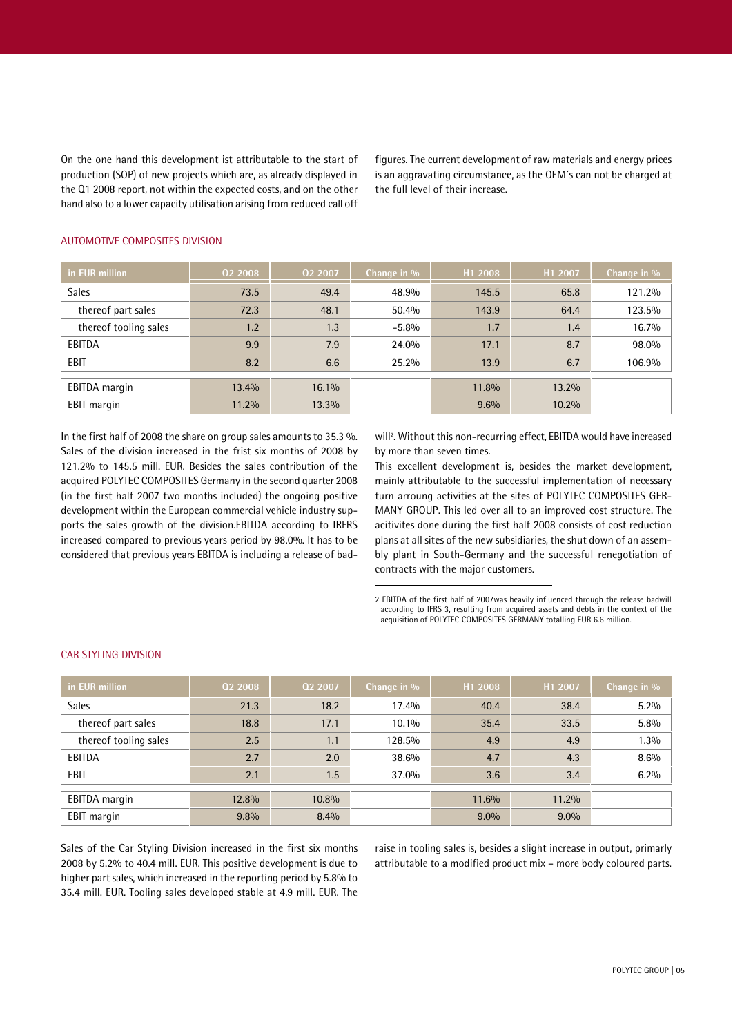On the one hand this development ist attributable to the start of production (SOP) of new projects which are, as already displayed in the Q1 2008 report, not within the expected costs, and on the other hand also to a lower capacity utilisation arising from reduced call off figures. The current development of raw materials and energy prices is an aggravating circumstance, as the OEM´s can not be charged at the full level of their increase.

## AUTOMOTIVE COMPOSITES DIVISION

| in EUR million | Q2 2008 | Q2 2007 | Change in % | H1 2008 | H1 2007 | Change in % |
|---|---|---|---|---|---|---|
| Sales | 73.5 | 49.4 | 48.9% | 145.5 | 65.8 | 121.2% |
| thereof part sales | 72.3 | 48.1 | 50.4% | 143.9 | 64.4 | 123.5% |
| thereof tooling sales | 1.2 | 1.3 | -5.8% | 1.7 | 1.4 | 16.7% |
| EBITDA | 9.9 | 7.9 | 24.0% | 17.1 | 8.7 | 98.0% |
| EBIT | 8.2 | 6.6 | 25.2% | 13.9 | 6.7 | 106.9% |
| EBITDA margin | 13.4% | 16.1% | | 11.8% | 13.2% | |
| EBIT margin | 11.2% | 13.3% | | 9.6% | 10.2% | |

In the first half of 2008 the share on group sales amounts to 35.3 %. Sales of the division increased in the frist six months of 2008 by 121.2% to 145.5 mill. EUR. Besides the sales contribution of the acquired POLYTEC COMPOSITES Germany in the second quarter 2008 (in the first half 2007 two months included) the ongoing positive development within the European commercial vehicle industry supports the sales growth of the division.EBITDA according to IRFRS increased compared to previous years period by 98.0%. It has to be considered that previous years EBITDA is including a release of badwill[2]. Without this non-recurring effect, EBITDA would have increased by more than seven times.

This excellent development is, besides the market development, mainly attributable to the successful implementation of necessary turn arroung activities at the sites of POLYTEC COMPOSITES GERMANY GROUP. This led over all to an improved cost structure. The acitivites done during the first half 2008 consists of cost reduction plans at all sites of the new subsidiaries, the shut down of an assembly plant in South-Germany and the successful renegotiation of contracts with the major customers.

2 EBITDA of the first half of 2007was heavily influenced through the release badwill according to IFRS 3, resulting from acquired assets and debts in the context of the acquisition of POLYTEC COMPOSITES GERMANY totalling EUR 6.6 million.

## CAR STYLING DIVISION

| in EUR million | Q2 2008 | Q2 2007 | Change in % | H1 2008 | H1 2007 | Change in % |
|---|---|---|---|---|---|---|
| Sales | 21.3 | 18.2 | 17.4% | 40.4 | 38.4 | 5.2% |
| thereof part sales | 18.8 | 17.1 | 10.1% | 35.4 | 33.5 | 5.8% |
| thereof tooling sales | 2.5 | 1.1 | 128.5% | 4.9 | 4.9 | 1.3% |
| EBITDA | 2.7 | 2.0 | 38.6% | 4.7 | 4.3 | 8.6% |
| EBIT | 2.1 | 1.5 | 37.0% | 3.6 | 3.4 | 6.2% |
| EBITDA margin | 12.8% | 10.8% | | 11.6% | 11.2% | |
| EBIT margin | 9.8% | 8.4% | | 9.0% | 9.0% | |

Sales of the Car Styling Division increased in the first six months 2008 by 5.2% to 40.4 mill. EUR. This positive development is due to higher part sales, which increased in the reporting period by 5.8% to 35.4 mill. EUR. Tooling sales developed stable at 4.9 mill. EUR. The raise in tooling sales is, besides a slight increase in output, primarly attributable to a modified product mix – more body coloured parts.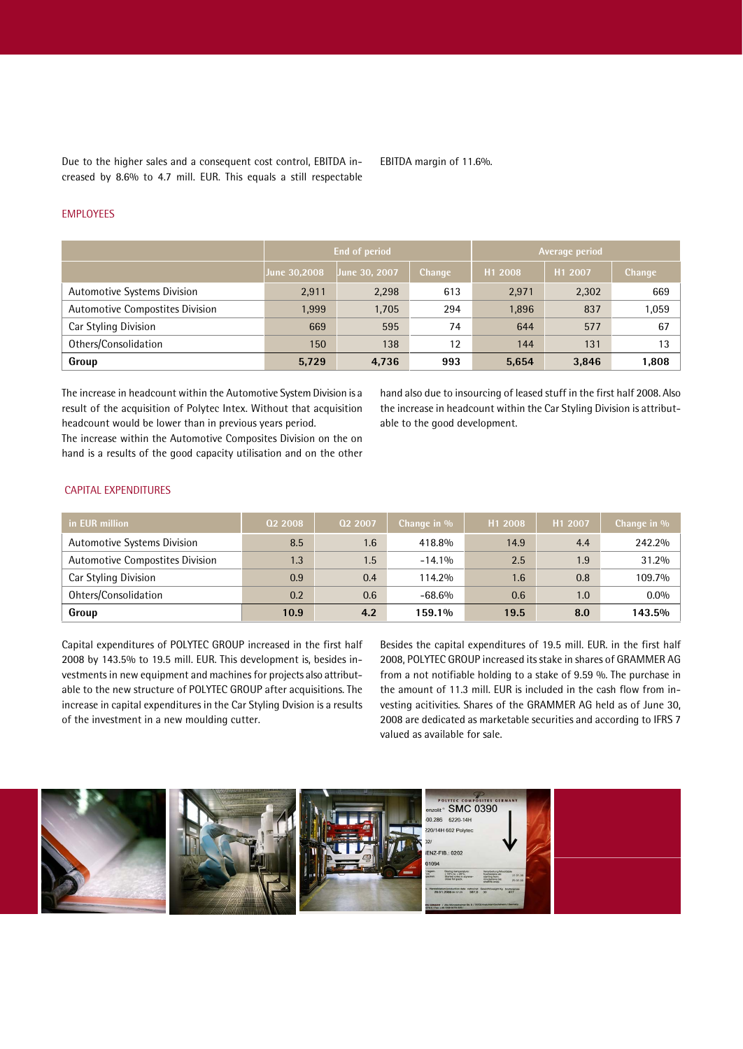Due to the higher sales and a consequent cost control, EBITDA increased by 8.6% to 4.7 mill. EUR. This equals a still respectable EBITDA margin of 11.6%.

## EMPLOYEES

| | End of period | | | Average period | | |
|---|---|---|---|---|---|---|
| | June 30,2008 | June 30, 2007 | Change | H1 2008 | H1 2007 | Change |
| Automotive Systems Division | 2,911 | 2,298 | 613 | 2,971 | 2,302 | 669 |
| Automotive Compostites Division | 1,999 | 1,705 | 294 | 1,896 | 837 | 1,059 |
| Car Styling Division | 669 | 595 | 74 | 644 | 577 | 67 |
| Others/Consolidation | 150 | 138 | 12 | 144 | 131 | 13 |
| **Group** | **5,729** | **4,736** | **993** | **5,654** | **3,846** | **1,808** |

The increase in headcount within the Automotive System Division is a result of the acquisition of Polytec Intex. Without that acquisition headcount would be lower than in previous years period.
The increase within the Automotive Composites Division on the on hand is a results of the good capacity utilisation and on the other hand also due to insourcing of leased stuff in the first half 2008. Also the increase in headcount within the Car Styling Division is attributable to the good development.

## CAPITAL EXPENDITURES

| in EUR million | Q2 2008 | Q2 2007 | Change in % | H1 2008 | H1 2007 | Change in % |
|---|---|---|---|---|---|---|
| Automotive Systems Division | 8.5 | 1.6 | 418.8% | 14.9 | 4.4 | 242.2% |
| Automotive Compostites Division | 1.3 | 1.5 | -14.1% | 2.5 | 1.9 | 31.2% |
| Car Styling Division | 0.9 | 0.4 | 114.2% | 1.6 | 0.8 | 109.7% |
| Ohters/Consolidation | 0.2 | 0.6 | -68.6% | 0.6 | 1.0 | 0.0% |
| **Group** | **10.9** | **4.2** | **159.1%** | **19.5** | **8.0** | **143.5%** |

Capital expenditures of POLYTEC GROUP increased in the first half 2008 by 143.5% to 19.5 mill. EUR. This development is, besides investments in new equipment and machines for projects also attributable to the new structure of POLYTEC GROUP after acquisitions. The increase in capital expenditures in the Car Styling Dvision is a results of the investment in a new moulding cutter.

Besides the capital expenditures of 19.5 mill. EUR. in the first half 2008, POLYTEC GROUP increased its stake in shares of GRAMMER AG from a not notifiable holding to a stake of 9.59 %. The purchase in the amount of 11.3 mill. EUR is included in the cash flow from investing acitivities. Shares of the GRAMMER AG held as of June 30, 2008 are dedicated as marketable securities and according to IFRS 7 valued as available for sale.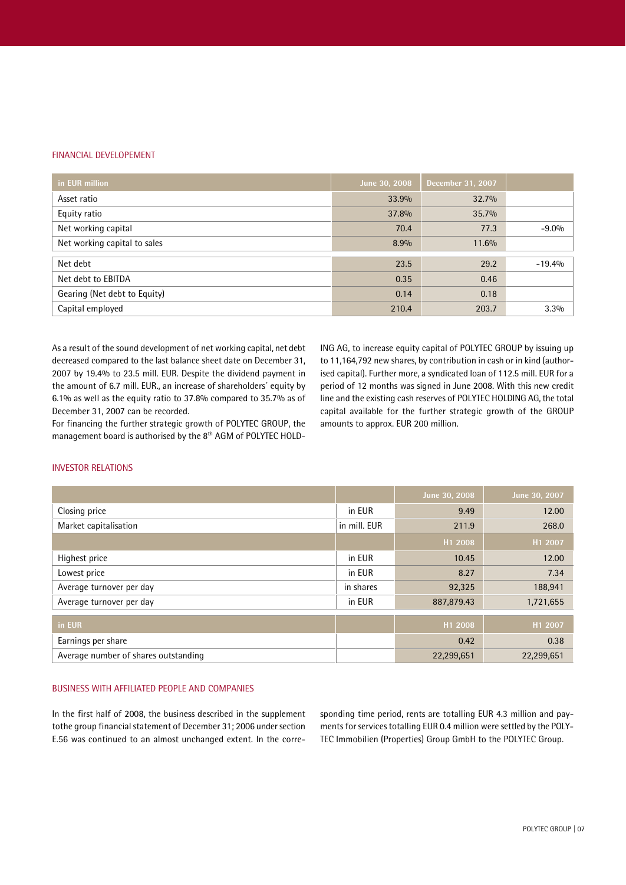## FINANCIAL DEVELOPEMENT

| in EUR million | June 30, 2008 | December 31, 2007 | |
|---|---|---|---|
| Asset ratio | 33.9% | 32.7% | |
| Equity ratio | 37.8% | 35.7% | |
| Net working capital | 70.4 | 77.3 | -9.0% |
| Net working capital to sales | 8.9% | 11.6% | |
| Net debt | 23.5 | 29.2 | -19.4% |
| Net debt to EBITDA | 0.35 | 0.46 | |
| Gearing (Net debt to Equity) | 0.14 | 0.18 | |
| Capital employed | 210.4 | 203.7 | 3.3% |

As a result of the sound development of net working capital, net debt decreased compared to the last balance sheet date on December 31, 2007 by 19.4% to 23.5 mill. EUR. Despite the dividend payment in the amount of 6.7 mill. EUR., an increase of shareholders´ equity by 6.1% as well as the equity ratio to 37.8% compared to 35.7% as of December 31, 2007 can be recorded.

For financing the further strategic growth of POLYTEC GROUP, the management board is authorised by the 8th AGM of POLYTEC HOLDING AG, to increase equity capital of POLYTEC GROUP by issuing up to 11,164,792 new shares, by contribution in cash or in kind (authorised capital). Further more, a syndicated loan of 112.5 mill. EUR for a period of 12 months was signed in June 2008. With this new credit line and the existing cash reserves of POLYTEC HOLDING AG, the total capital available for the further strategic growth of the GROUP amounts to approx. EUR 200 million.

## INVESTOR RELATIONS

| | | June 30, 2008 | June 30, 2007 |
|---|---|---|---|
| Closing price | in EUR | 9.49 | 12.00 |
| Market capitalisation | in mill. EUR | 211.9 | 268.0 |
| | | H1 2008 | H1 2007 |
| Highest price | in EUR | 10.45 | 12.00 |
| Lowest price | in EUR | 8.27 | 7.34 |
| Average turnover per day | in shares | 92,325 | 188,941 |
| Average turnover per day | in EUR | 887,879.43 | 1,721,655 |

| in EUR | | H1 2008 | H1 2007 |
|---|---|---|---|
| Earnings per share | | 0.42 | 0.38 |
| Average number of shares outstanding | | 22,299,651 | 22,299,651 |

## BUSINESS WITH AFFILIATED PEOPLE AND COMPANIES

In the first half of 2008, the business described in the supplement tothe group financial statement of December 31; 2006 under section E.56 was continued to an almost unchanged extent. In the corresponding time period, rents are totalling EUR 4.3 million and payments for services totalling EUR 0.4 million were settled by the POLYTEC Immobilien (Properties) Group GmbH to the POLYTEC Group.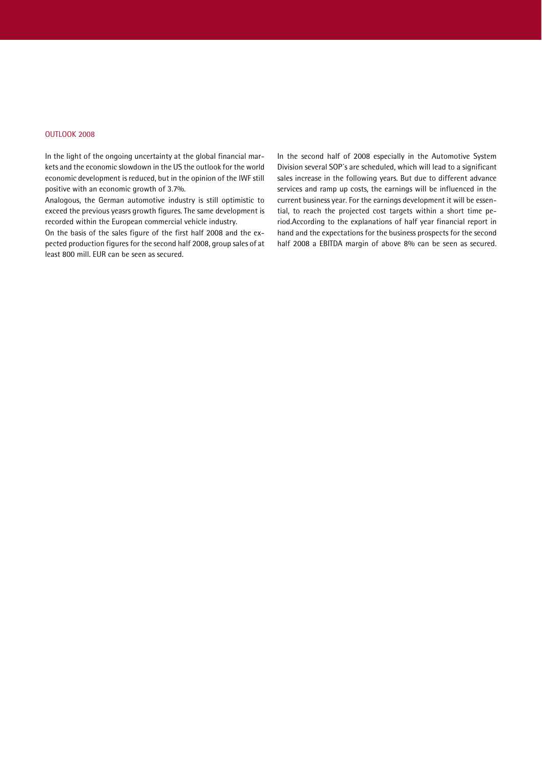## OUTLOOK 2008

In the light of the ongoing uncertainty at the global financial markets and the economic slowdown in the US the outlook for the world economic development is reduced, but in the opinion of the IWF still positive with an economic growth of 3.7%.

Analogous, the German automotive industry is still optimistic to exceed the previous yeasrs growth figures. The same development is recorded within the European commercial vehicle industry.

On the basis of the sales figure of the first half 2008 and the expected production figures for the second half 2008, group sales of at least 800 mill. EUR can be seen as secured.

In the second half of 2008 especially in the Automotive System Division several SOP´s are scheduled, which will lead to a significant sales increase in the following years. But due to different advance services and ramp up costs, the earnings will be influenced in the current business year. For the earnings development it will be essential, to reach the projected cost targets within a short time period.According to the explanations of half year financial report in hand and the expectations for the business prospects for the second half 2008 a EBITDA margin of above 8% can be seen as secured.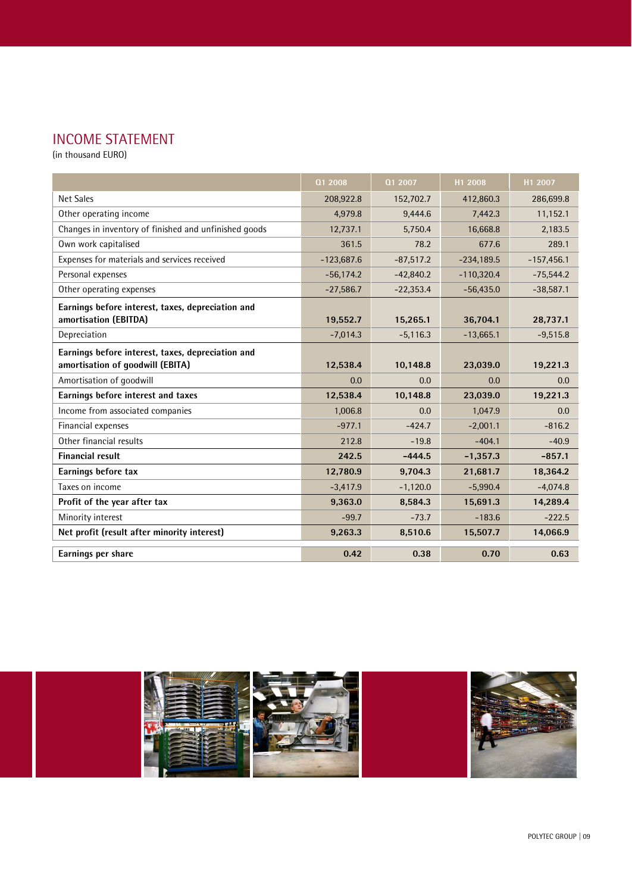## INCOME STATEMENT

(in thousand EURO)

| | Q1 2008 | Q1 2007 | H1 2008 | H1 2007 |
|---|---|---|---|---|
| Net Sales | 208,922.8 | 152,702.7 | 412,860.3 | 286,699.8 |
| Other operating income | 4,979.8 | 9,444.6 | 7,442.3 | 11,152.1 |
| Changes in inventory of finished and unfinished goods | 12,737.1 | 5,750.4 | 16,668.8 | 2,183.5 |
| Own work capitalised | 361.5 | 78.2 | 677.6 | 289.1 |
| Expenses for materials and services received | -123,687.6 | -87,517.2 | -234,189.5 | -157,456.1 |
| Personal expenses | -56,174.2 | -42,840.2 | -110,320.4 | -75,544.2 |
| Other operating expenses | -27,586.7 | -22,353.4 | -56,435.0 | -38,587.1 |
| **Earnings before interest, taxes, depreciation and amortisation (EBITDA)** | **19,552.7** | **15,265.1** | **36,704.1** | **28,737.1** |
| Depreciation | -7,014.3 | -5,116.3 | -13,665.1 | -9,515.8 |
| **Earnings before interest, taxes, depreciation and amortisation of goodwill (EBITA)** | **12,538.4** | **10,148.8** | **23,039.0** | **19,221.3** |
| Amortisation of goodwill | 0.0 | 0.0 | 0.0 | 0.0 |
| **Earnings before interest and taxes** | **12,538.4** | **10,148.8** | **23,039.0** | **19,221.3** |
| Income from associated companies | 1,006.8 | 0.0 | 1,047.9 | 0.0 |
| Financial expenses | -977.1 | -424.7 | -2,001.1 | -816.2 |
| Other financial results | 212.8 | -19.8 | -404.1 | -40.9 |
| **Financial result** | **242.5** | **-444.5** | **-1,357.3** | **-857.1** |
| **Earnings before tax** | **12,780.9** | **9,704.3** | **21,681.7** | **18,364.2** |
| Taxes on income | -3,417.9 | -1,120.0 | -5,990.4 | -4,074.8 |
| **Profit of the year after tax** | **9,363.0** | **8,584.3** | **15,691.3** | **14,289.4** |
| Minority interest | -99.7 | -73.7 | -183.6 | -222.5 |
| **Net profit (result after minority interest)** | **9,263.3** | **8,510.6** | **15,507.7** | **14,066.9** |
| **Earnings per share** | **0.42** | **0.38** | **0.70** | **0.63** |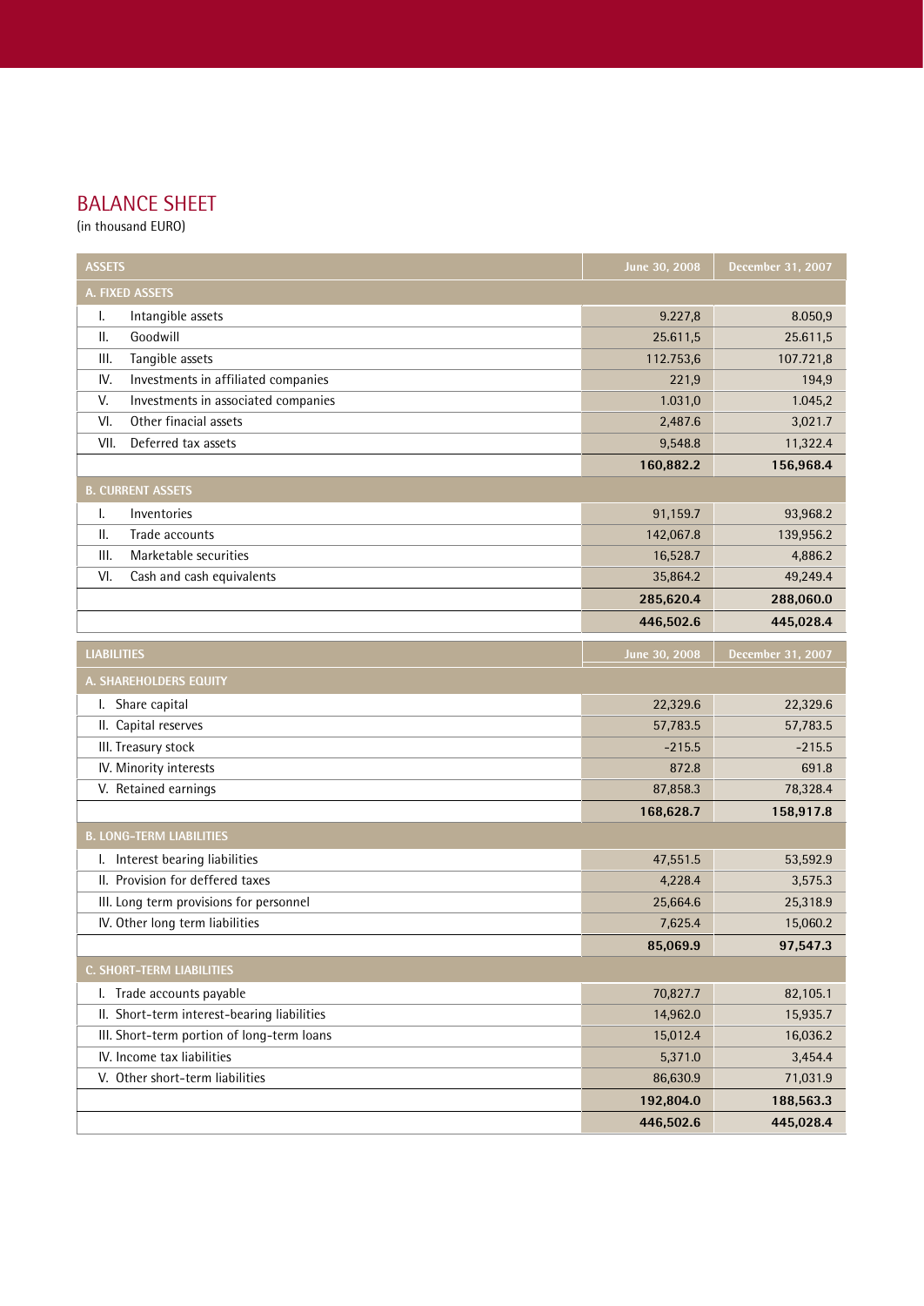## BALANCE SHEET

(in thousand EURO)

| ASSETS | June 30, 2008 | December 31, 2007 |
|---|---|---|
| **A. FIXED ASSETS** | | |
| I. Intangible assets | 9.227,8 | 8.050,9 |
| II. Goodwill | 25.611,5 | 25.611,5 |
| III. Tangible assets | 112.753,6 | 107.721,8 |
| IV. Investments in affiliated companies | 221,9 | 194,9 |
| V. Investments in associated companies | 1.031,0 | 1.045,2 |
| VI. Other finacial assets | 2,487.6 | 3,021.7 |
| VII. Deferred tax assets | 9,548.8 | 11,322.4 |
| | **160,882.2** | **156,968.4** |
| **B. CURRENT ASSETS** | | |
| I. Inventories | 91,159.7 | 93,968.2 |
| II. Trade accounts | 142,067.8 | 139,956.2 |
| III. Marketable securities | 16,528.7 | 4,886.2 |
| VI. Cash and cash equivalents | 35,864.2 | 49,249.4 |
| | **285,620.4** | **288,060.0** |
| | **446,502.6** | **445,028.4** |

| LIABILITIES | June 30, 2008 | December 31, 2007 |
|---|---|---|
| **A. SHAREHOLDERS EQUITY** | | |
| I. Share capital | 22,329.6 | 22,329.6 |
| II. Capital reserves | 57,783.5 | 57,783.5 |
| III. Treasury stock | -215.5 | -215.5 |
| IV. Minority interests | 872.8 | 691.8 |
| V. Retained earnings | 87,858.3 | 78,328.4 |
| | **168,628.7** | **158,917.8** |
| **B. LONG-TERM LIABILITIES** | | |
| I. Interest bearing liabilities | 47,551.5 | 53,592.9 |
| II. Provision for deffered taxes | 4,228.4 | 3,575.3 |
| III. Long term provisions for personnel | 25,664.6 | 25,318.9 |
| IV. Other long term liabilities | 7,625.4 | 15,060.2 |
| | **85,069.9** | **97,547.3** |
| **C. SHORT-TERM LIABILITIES** | | |
| I. Trade accounts payable | 70,827.7 | 82,105.1 |
| II. Short-term interest-bearing liabilities | 14,962.0 | 15,935.7 |
| III. Short-term portion of long-term loans | 15,012.4 | 16,036.2 |
| IV. Income tax liabilities | 5,371.0 | 3,454.4 |
| V. Other short-term liabilities | 86,630.9 | 71,031.9 |
| | **192,804.0** | **188,563.3** |
| | **446,502.6** | **445,028.4** |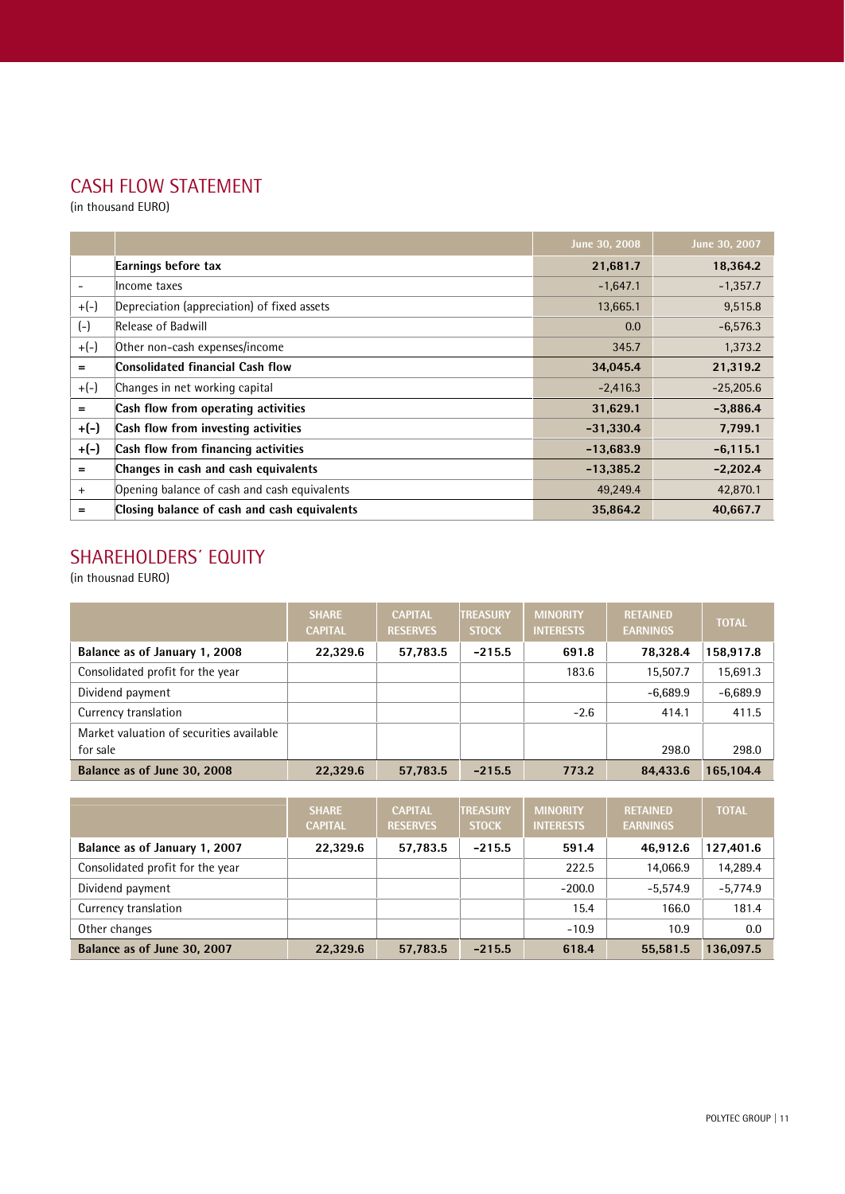## CASH FLOW STATEMENT

(in thousand EURO)

| | | June 30, 2008 | June 30, 2007 |
|---|---|---|---|
| | **Earnings before tax** | **21,681.7** | **18,364.2** |
| - | Income taxes | -1,647.1 | -1,357.7 |
| +(-) | Depreciation (appreciation) of fixed assets | 13,665.1 | 9,515.8 |
| (-) | Release of Badwill | 0.0 | -6,576.3 |
| +(-) | Other non-cash expenses/income | 345.7 | 1,373.2 |
| = | **Consolidated financial Cash flow** | **34,045.4** | **21,319.2** |
| +(-) | Changes in net working capital | -2,416.3 | -25,205.6 |
| = | **Cash flow from operating activities** | **31,629.1** | **-3,886.4** |
| +(-) | **Cash flow from investing activities** | **-31,330.4** | **7,799.1** |
| +(-) | **Cash flow from financing activities** | **-13,683.9** | **-6,115.1** |
| = | **Changes in cash and cash equivalents** | **-13,385.2** | **-2,202.4** |
| + | Opening balance of cash and cash equivalents | 49,249.4 | 42,870.1 |
| = | **Closing balance of cash and cash equivalents** | **35,864.2** | **40,667.7** |

## SHAREHOLDERS´ EQUITY

(in thousnad EURO)

| | SHARE CAPITAL | CAPITAL RESERVES | TREASURY STOCK | MINORITY INTERESTS | RETAINED EARNINGS | TOTAL |
|---|---|---|---|---|---|---|
| **Balance as of January 1, 2008** | **22,329.6** | **57,783.5** | **-215.5** | **691.8** | **78,328.4** | **158,917.8** |
| Consolidated profit for the year | | | | 183.6 | 15,507.7 | 15,691.3 |
| Dividend payment | | | | | -6,689.9 | -6,689.9 |
| Currency translation | | | | -2.6 | 414.1 | 411.5 |
| Market valuation of securities available for sale | | | | | 298.0 | 298.0 |
| **Balance as of June 30, 2008** | **22,329.6** | **57,783.5** | **-215.5** | **773.2** | **84,433.6** | **165,104.4** |

| | SHARE CAPITAL | CAPITAL RESERVES | TREASURY STOCK | MINORITY INTERESTS | RETAINED EARNINGS | TOTAL |
|---|---|---|---|---|---|---|
| **Balance as of January 1, 2007** | **22,329.6** | **57,783.5** | **-215.5** | **591.4** | **46,912.6** | **127,401.6** |
| Consolidated profit for the year | | | | 222.5 | 14,066.9 | 14,289.4 |
| Dividend payment | | | | -200.0 | -5,574.9 | -5,774.9 |
| Currency translation | | | | 15.4 | 166.0 | 181.4 |
| Other changes | | | | -10.9 | 10.9 | 0.0 |
| **Balance as of June 30, 2007** | **22,329.6** | **57,783.5** | **-215.5** | **618.4** | **55,581.5** | **136,097.5** |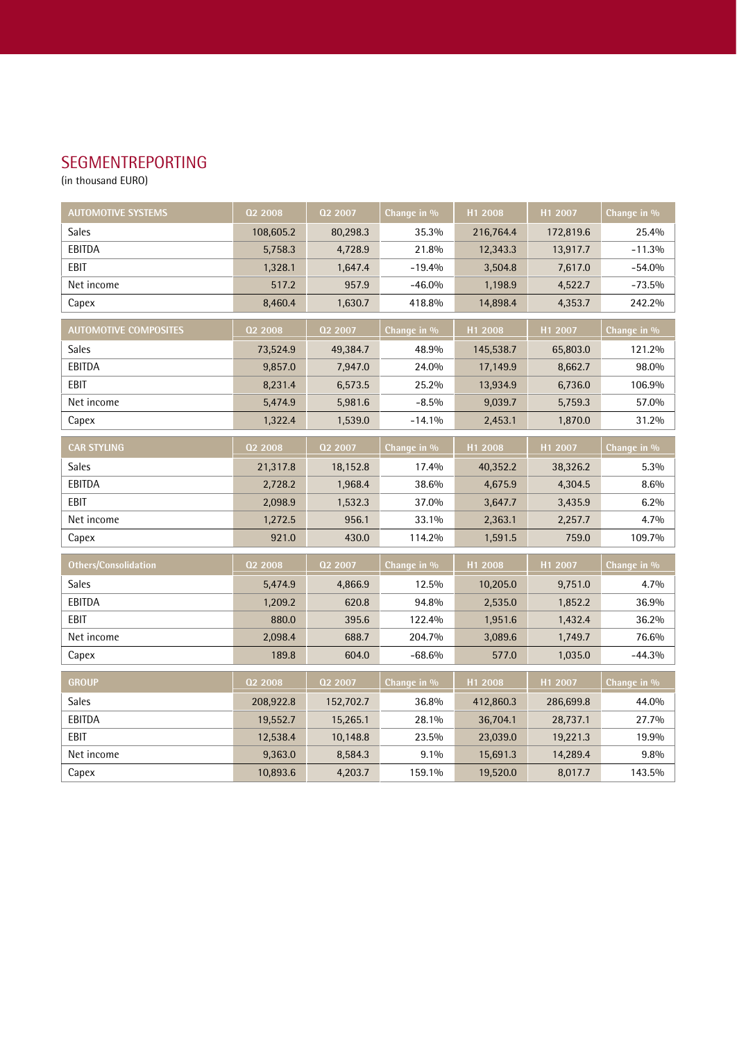# SEGMENTREPORTING

(in thousand EURO)

| AUTOMOTIVE SYSTEMS | Q2 2008 | Q2 2007 | Change in % | H1 2008 | H1 2007 | Change in % |
|---|---|---|---|---|---|---|
| Sales | 108,605.2 | 80,298.3 | 35.3% | 216,764.4 | 172,819.6 | 25.4% |
| EBITDA | 5,758.3 | 4,728.9 | 21.8% | 12,343.3 | 13,917.7 | -11.3% |
| EBIT | 1,328.1 | 1,647.4 | -19.4% | 3,504.8 | 7,617.0 | -54.0% |
| Net income | 517.2 | 957.9 | -46.0% | 1,198.9 | 4,522.7 | -73.5% |
| Capex | 8,460.4 | 1,630.7 | 418.8% | 14,898.4 | 4,353.7 | 242.2% |

| AUTOMOTIVE COMPOSITES | Q2 2008 | Q2 2007 | Change in % | H1 2008 | H1 2007 | Change in % |
|---|---|---|---|---|---|---|
| Sales | 73,524.9 | 49,384.7 | 48.9% | 145,538.7 | 65,803.0 | 121.2% |
| EBITDA | 9,857.0 | 7,947.0 | 24.0% | 17,149.9 | 8,662.7 | 98.0% |
| EBIT | 8,231.4 | 6,573.5 | 25.2% | 13,934.9 | 6,736.0 | 106.9% |
| Net income | 5,474.9 | 5,981.6 | -8.5% | 9,039.7 | 5,759.3 | 57.0% |
| Capex | 1,322.4 | 1,539.0 | -14.1% | 2,453.1 | 1,870.0 | 31.2% |

| CAR STYLING | Q2 2008 | Q2 2007 | Change in % | H1 2008 | H1 2007 | Change in % |
|---|---|---|---|---|---|---|
| Sales | 21,317.8 | 18,152.8 | 17.4% | 40,352.2 | 38,326.2 | 5.3% |
| EBITDA | 2,728.2 | 1,968.4 | 38.6% | 4,675.9 | 4,304.5 | 8.6% |
| EBIT | 2,098.9 | 1,532.3 | 37.0% | 3,647.7 | 3,435.9 | 6.2% |
| Net income | 1,272.5 | 956.1 | 33.1% | 2,363.1 | 2,257.7 | 4.7% |
| Capex | 921.0 | 430.0 | 114.2% | 1,591.5 | 759.0 | 109.7% |

| Others/Consolidation | Q2 2008 | Q2 2007 | Change in % | H1 2008 | H1 2007 | Change in % |
|---|---|---|---|---|---|---|
| Sales | 5,474.9 | 4,866.9 | 12.5% | 10,205.0 | 9,751.0 | 4.7% |
| EBITDA | 1,209.2 | 620.8 | 94.8% | 2,535.0 | 1,852.2 | 36.9% |
| EBIT | 880.0 | 395.6 | 122.4% | 1,951.6 | 1,432.4 | 36.2% |
| Net income | 2,098.4 | 688.7 | 204.7% | 3,089.6 | 1,749.7 | 76.6% |
| Capex | 189.8 | 604.0 | -68.6% | 577.0 | 1,035.0 | -44.3% |

| GROUP | Q2 2008 | Q2 2007 | Change in % | H1 2008 | H1 2007 | Change in % |
|---|---|---|---|---|---|---|
| Sales | 208,922.8 | 152,702.7 | 36.8% | 412,860.3 | 286,699.8 | 44.0% |
| EBITDA | 19,552.7 | 15,265.1 | 28.1% | 36,704.1 | 28,737.1 | 27.7% |
| EBIT | 12,538.4 | 10,148.8 | 23.5% | 23,039.0 | 19,221.3 | 19.9% |
| Net income | 9,363.0 | 8,584.3 | 9.1% | 15,691.3 | 14,289.4 | 9.8% |
| Capex | 10,893.6 | 4,203.7 | 159.1% | 19,520.0 | 8,017.7 | 143.5% |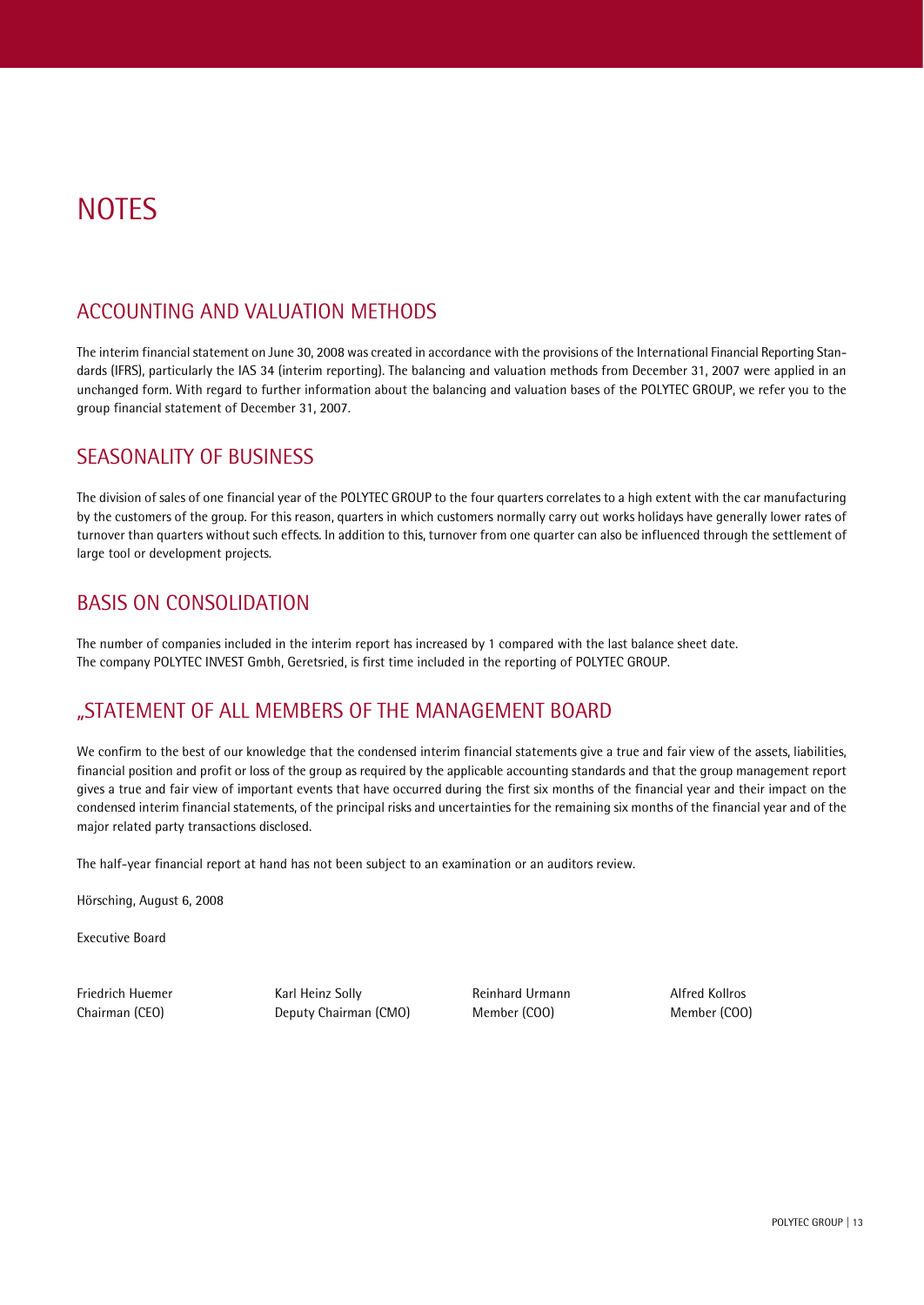# NOTES

## ACCOUNTING AND VALUATION METHODS

The interim financial statement on June 30, 2008 was created in accordance with the provisions of the International Financial Reporting Standards (IFRS), particularly the IAS 34 (interim reporting). The balancing and valuation methods from December 31, 2007 were applied in an unchanged form. With regard to further information about the balancing and valuation bases of the POLYTEC GROUP, we refer you to the group financial statement of December 31, 2007.

## SEASONALITY OF BUSINESS

The division of sales of one financial year of the POLYTEC GROUP to the four quarters correlates to a high extent with the car manufacturing by the customers of the group. For this reason, quarters in which customers normally carry out works holidays have generally lower rates of turnover than quarters without such effects. In addition to this, turnover from one quarter can also be influenced through the settlement of large tool or development projects.

## BASIS ON CONSOLIDATION

The number of companies included in the interim report has increased by 1 compared with the last balance sheet date.
The company POLYTEC INVEST Gmbh, Geretsried, is first time included in the reporting of POLYTEC GROUP.

## „STATEMENT OF ALL MEMBERS OF THE MANAGEMENT BOARD

We confirm to the best of our knowledge that the condensed interim financial statements give a true and fair view of the assets, liabilities, financial position and profit or loss of the group as required by the applicable accounting standards and that the group management report gives a true and fair view of important events that have occurred during the first six months of the financial year and their impact on the condensed interim financial statements, of the principal risks and uncertainties for the remaining six months of the financial year and of the major related party transactions disclosed.

The half-year financial report at hand has not been subject to an examination or an auditors review.

Hörsching, August 6, 2008

Executive Board

| Friedrich Huemer | Karl Heinz Solly | Reinhard Urmann | Alfred Kollros |
|---|---|---|---|
| Chairman (CEO) | Deputy Chairman (CMO) | Member (COO) | Member (COO) |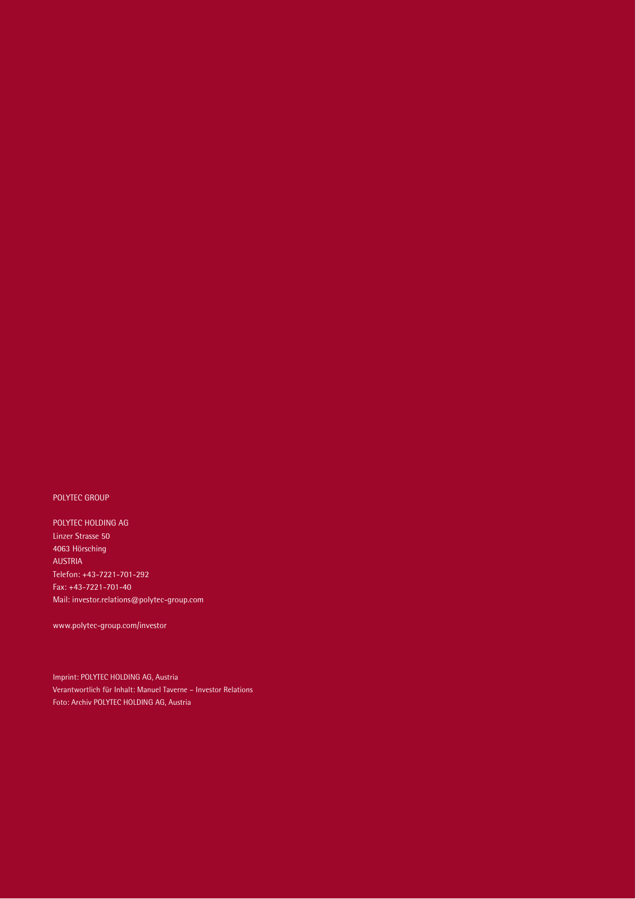POLYTEC GROUP

POLYTEC HOLDING AG  
Linzer Strasse 50  
4063 Hörsching  
AUSTRIA  
Telefon: +43-7221-701-292  
Fax: +43-7221-701-40  
Mail: investor.relations@polytec-group.com

www.polytec-group.com/investor

Imprint: POLYTEC HOLDING AG, Austria  
Verantwortlich für Inhalt: Manuel Taverne – Investor Relations  
Foto: Archiv POLYTEC HOLDING AG, Austria